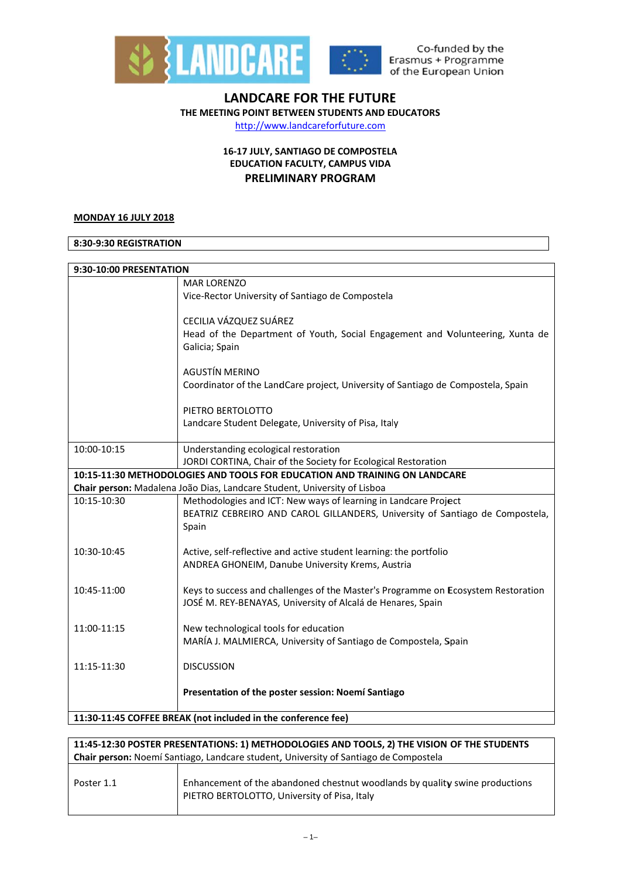LANDCARE

Co-funded by the Erasmus + Programme of the European Union

# LANDCARE FOR THE FUTURE

**THE MEETING POINT BETWEEN STUDENTS AND EDUCATORS**

http://www.landcareforfuture.com

**16-17 JULY, SANTIAGO DE COMPOSTELA**
**EDUCATION FACULTY, CAMPUS VIDA**

## PRELIMINARY PROGRAM

**MONDAY 16 JULY 2018**

| **8:30-9:30 REGISTRATION** |
|---|

| **9:30-10:00 PRESENTATION** | |
|---|---|
| | MAR LORENZO<br>Vice-Rector University of Santiago de Compostela<br><br>CECILIA VÁZQUEZ SUÁREZ<br>Head of the Department of Youth, Social Engagement and Volunteering, Xunta de Galicia; Spain<br><br>AGUSTÍN MERINO<br>Coordinator of the LandCare project, University of Santiago de Compostela, Spain<br><br>PIETRO BERTOLOTTO<br>Landcare Student Delegate, University of Pisa, Italy |
| 10:00-10:15 | Understanding ecological restoration<br>JORDI CORTINA, Chair of the Society for Ecological Restoration |
| **10:15-11:30 METHODOLOGIES AND TOOLS FOR EDUCATION AND TRAINING ON LANDCARE**<br>**Chair person:** Madalena João Dias, Landcare Student, University of Lisboa | |
| 10:15-10:30 | Methodologies and ICT: New ways of learning in Landcare Project<br>BEATRIZ CEBREIRO AND CAROL GILLANDERS, University of Santiago de Compostela, Spain |
| 10:30-10:45 | Active, self-reflective and active student learning: the portfolio<br>ANDREA GHONEIM, Danube University Krems, Austria |
| 10:45-11:00 | Keys to success and challenges of the Master's Programme on Ecosystem Restoration<br>JOSÉ M. REY-BENAYAS, University of Alcalá de Henares, Spain |
| 11:00-11:15 | New technological tools for education<br>MARÍA J. MALMIERCA, University of Santiago de Compostela, Spain |
| 11:15-11:30 | DISCUSSION<br><br>**Presentation of the poster session: Noemí Santiago** |
| **11:30-11:45 COFFEE BREAK (not included in the conference fee)** | |

| **11:45-12:30 POSTER PRESENTATIONS: 1) METHODOLOGIES AND TOOLS, 2) THE VISION OF THE STUDENTS**<br>**Chair person:** Noemí Santiago, Landcare student, University of Santiago de Compostela | |
|---|---|
| Poster 1.1 | Enhancement of the abandoned chestnut woodlands by quality swine productions<br>PIETRO BERTOLOTTO, University of Pisa, Italy |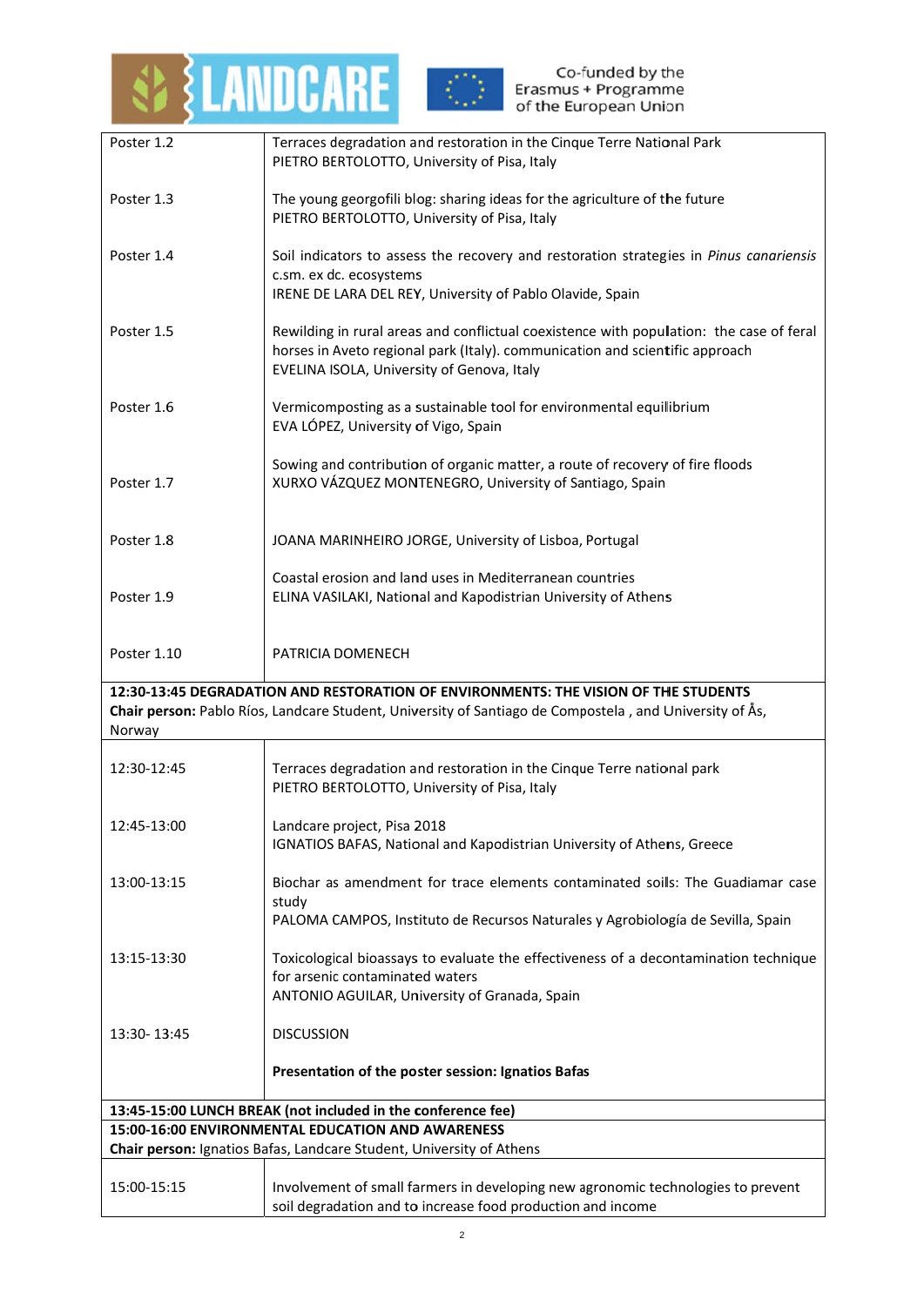| | |
|---|---|
| Poster 1.2 | Terraces degradation and restoration in the Cinque Terre National Park<br>PIETRO BERTOLOTTO, University of Pisa, Italy |
| Poster 1.3 | The young georgofili blog: sharing ideas for the agriculture of the future<br>PIETRO BERTOLOTTO, University of Pisa, Italy |
| Poster 1.4 | Soil indicators to assess the recovery and restoration strategies in *Pinus canariensis* c.sm. ex dc. ecosystems<br>IRENE DE LARA DEL REY, University of Pablo Olavide, Spain |
| Poster 1.5 | Rewilding in rural areas and conflictual coexistence with population: the case of feral horses in Aveto regional park (Italy). communication and scientific approach<br>EVELINA ISOLA, University of Genova, Italy |
| Poster 1.6 | Vermicomposting as a sustainable tool for environmental equilibrium<br>EVA LÓPEZ, University of Vigo, Spain |
| Poster 1.7 | Sowing and contribution of organic matter, a route of recovery of fire floods<br>XURXO VÁZQUEZ MONTENEGRO, University of Santiago, Spain |
| Poster 1.8 | JOANA MARINHEIRO JORGE, University of Lisboa, Portugal |
| Poster 1.9 | Coastal erosion and land uses in Mediterranean countries<br>ELINA VASILAKI, National and Kapodistrian University of Athens |
| Poster 1.10 | PATRICIA DOMENECH |
| **12:30-13:45 DEGRADATION AND RESTORATION OF ENVIRONMENTS: THE VISION OF THE STUDENTS**<br>**Chair person:** Pablo Ríos, Landcare Student, University of Santiago de Compostela , and University of Ås, Norway | |
| 12:30-12:45 | Terraces degradation and restoration in the Cinque Terre national park<br>PIETRO BERTOLOTTO, University of Pisa, Italy |
| 12:45-13:00 | Landcare project, Pisa 2018<br>IGNATIOS BAFAS, National and Kapodistrian University of Athens, Greece |
| 13:00-13:15 | Biochar as amendment for trace elements contaminated soils: The Guadiamar case study<br>PALOMA CAMPOS, Instituto de Recursos Naturales y Agrobiología de Sevilla, Spain |
| 13:15-13:30 | Toxicological bioassays to evaluate the effectiveness of a decontamination technique for arsenic contaminated waters<br>ANTONIO AGUILAR, University of Granada, Spain |
| 13:30- 13:45 | DISCUSSION<br><br>**Presentation of the poster session: Ignatios Bafas** |
| **13:45-15:00 LUNCH BREAK (not included in the conference fee)** | |
| **15:00-16:00 ENVIRONMENTAL EDUCATION AND AWARENESS**<br>**Chair person:** Ignatios Bafas, Landcare Student, University of Athens | |
| 15:00-15:15 | Involvement of small farmers in developing new agronomic technologies to prevent soil degradation and to increase food production and income |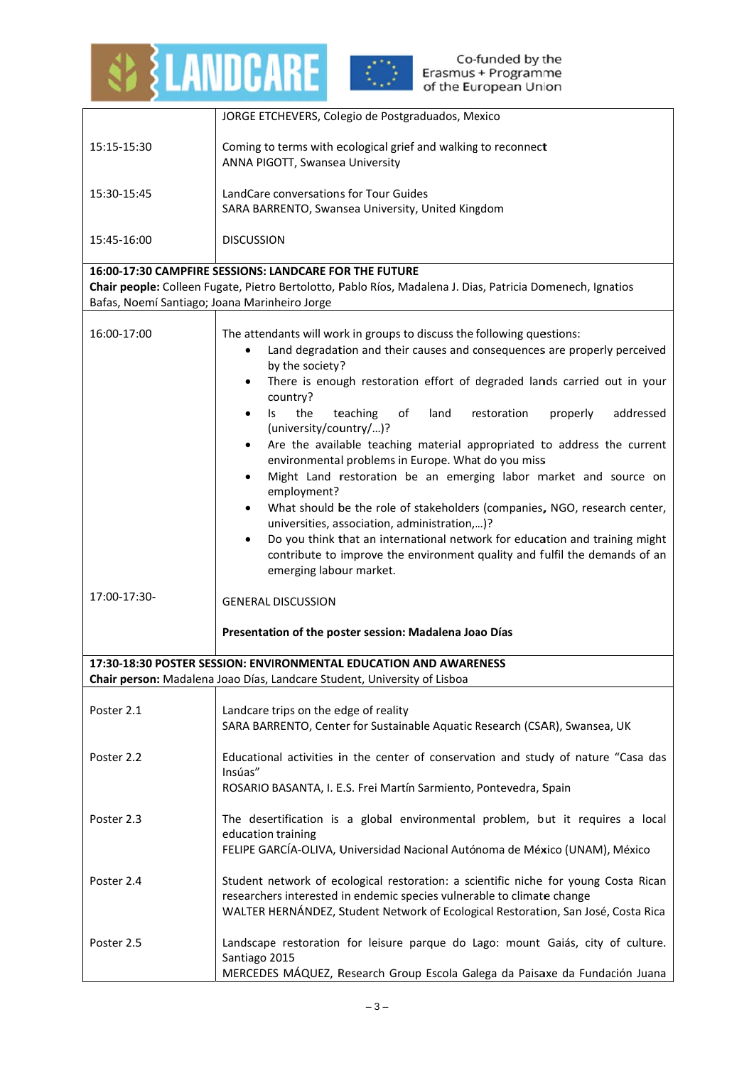| | |
|---|---|
| | JORGE ETCHEVERS, Colegio de Postgraduados, Mexico |
| 15:15-15:30 | Coming to terms with ecological grief and walking to reconnect<br>ANNA PIGOTT, Swansea University |
| 15:30-15:45 | LandCare conversations for Tour Guides<br>SARA BARRENTO, Swansea University, United Kingdom |
| 15:45-16:00 | DISCUSSION |
| **16:00-17:30 CAMPFIRE SESSIONS: LANDCARE FOR THE FUTURE**<br>**Chair people:** Colleen Fugate, Pietro Bertolotto, Pablo Ríos, Madalena J. Dias, Patricia Domenech, Ignatios Bafas, Noemí Santiago; Joana Marinheiro Jorge | |
| 16:00-17:00 | The attendants will work in groups to discuss the following questions:<br>• Land degradation and their causes and consequences are properly perceived by the society?<br>• There is enough restoration effort of degraded lands carried out in your country?<br>• Is the teaching of land restoration properly addressed (university/country/…)?<br>• Are the available teaching material appropriated to address the current environmental problems in Europe. What do you miss<br>• Might Land restoration be an emerging labor market and source on employment?<br>• What should be the role of stakeholders (companies, NGO, research center, universities, association, administration,…)?<br>• Do you think that an international network for education and training might contribute to improve the environment quality and fulfil the demands of an emerging labour market. |
| 17:00-17:30- | GENERAL DISCUSSION<br><br>**Presentation of the poster session: Madalena Joao Días** |
| **17:30-18:30 POSTER SESSION: ENVIRONMENTAL EDUCATION AND AWARENESS**<br>**Chair person:** Madalena Joao Días, Landcare Student, University of Lisboa | |
| Poster 2.1 | Landcare trips on the edge of reality<br>SARA BARRENTO, Center for Sustainable Aquatic Research (CSAR), Swansea, UK |
| Poster 2.2 | Educational activities in the center of conservation and study of nature "Casa das Insúas"<br>ROSARIO BASANTA, I. E.S. Frei Martín Sarmiento, Pontevedra, Spain |
| Poster 2.3 | The desertification is a global environmental problem, but it requires a local education training<br>FELIPE GARCÍA-OLIVA, Universidad Nacional Autónoma de México (UNAM), México |
| Poster 2.4 | Student network of ecological restoration: a scientific niche for young Costa Rican researchers interested in endemic species vulnerable to climate change<br>WALTER HERNÁNDEZ, Student Network of Ecological Restoration, San José, Costa Rica |
| Poster 2.5 | Landscape restoration for leisure parque do Lago: mount Gaiás, city of culture. Santiago 2015<br>MERCEDES MÁQUEZ, Research Group Escola Galega da Paisaxe da Fundación Juana |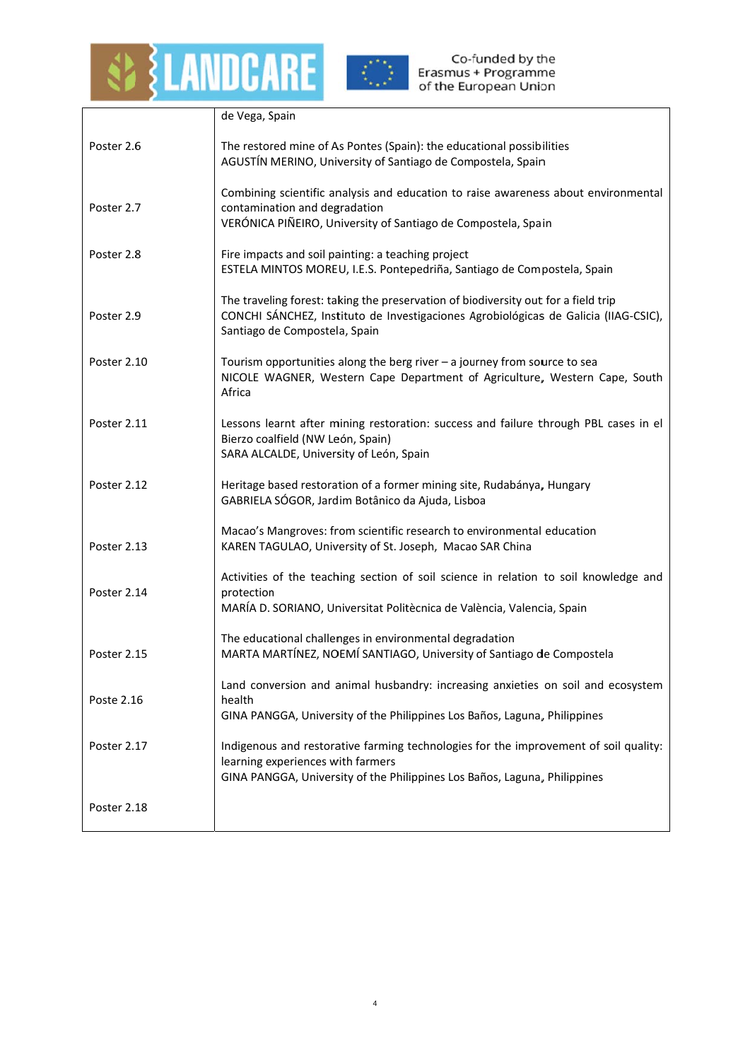| | |
|---|---|
| | de Vega, Spain |
| Poster 2.6 | The restored mine of As Pontes (Spain): the educational possibilities<br>AGUSTÍN MERINO, University of Santiago de Compostela, Spain |
| Poster 2.7 | Combining scientific analysis and education to raise awareness about environmental contamination and degradation<br>VERÓNICA PIÑEIRO, University of Santiago de Compostela, Spain |
| Poster 2.8 | Fire impacts and soil painting: a teaching project<br>ESTELA MINTOS MOREU, I.E.S. Pontepedriña, Santiago de Compostela, Spain |
| Poster 2.9 | The traveling forest: taking the preservation of biodiversity out for a field trip<br>CONCHI SÁNCHEZ, Instituto de Investigaciones Agrobiológicas de Galicia (IIAG-CSIC), Santiago de Compostela, Spain |
| Poster 2.10 | Tourism opportunities along the berg river – a journey from source to sea<br>NICOLE WAGNER, Western Cape Department of Agriculture, Western Cape, South Africa |
| Poster 2.11 | Lessons learnt after mining restoration: success and failure through PBL cases in el Bierzo coalfield (NW León, Spain)<br>SARA ALCALDE, University of León, Spain |
| Poster 2.12 | Heritage based restoration of a former mining site, Rudabánya, Hungary<br>GABRIELA SÓGOR, Jardim Botânico da Ajuda, Lisboa |
| Poster 2.13 | Macao's Mangroves: from scientific research to environmental education<br>KAREN TAGULAO, University of St. Joseph, Macao SAR China |
| Poster 2.14 | Activities of the teaching section of soil science in relation to soil knowledge and protection<br>MARÍA D. SORIANO, Universitat Politècnica de València, Valencia, Spain |
| Poster 2.15 | The educational challenges in environmental degradation<br>MARTA MARTÍNEZ, NOEMÍ SANTIAGO, University of Santiago de Compostela |
| Poste 2.16 | Land conversion and animal husbandry: increasing anxieties on soil and ecosystem health<br>GINA PANGGA, University of the Philippines Los Baños, Laguna, Philippines |
| Poster 2.17 | Indigenous and restorative farming technologies for the improvement of soil quality: learning experiences with farmers<br>GINA PANGGA, University of the Philippines Los Baños, Laguna, Philippines |
| Poster 2.18 | |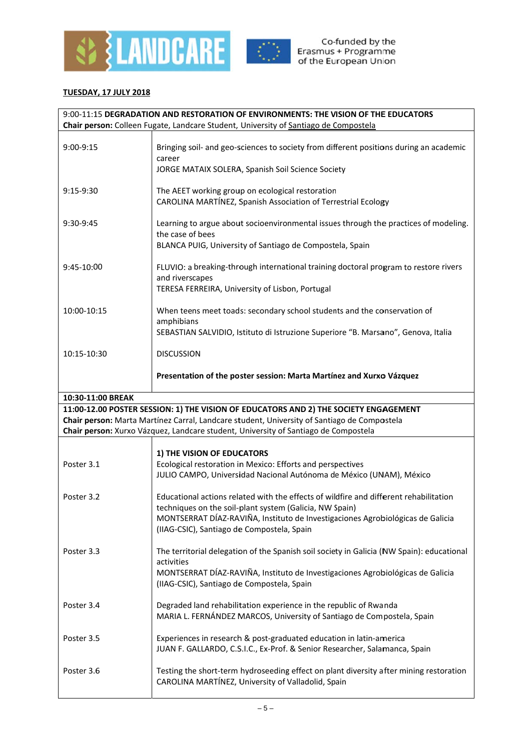**TUESDAY, 17 JULY 2018**

| 9:00-11:15 **DEGRADATION AND RESTORATION OF ENVIRONMENTS: THE VISION OF THE EDUCATORS** **Chair person:** Colleen Fugate, Landcare Student, University of Santiago de Compostela | |
|---|---|
| 9:00-9:15 | Bringing soil- and geo-sciences to society from different positions during an academic career<br>JORGE MATAIX SOLERA, Spanish Soil Science Society |
| 9:15-9:30 | The AEET working group on ecological restoration<br>CAROLINA MARTÍNEZ, Spanish Association of Terrestrial Ecology |
| 9:30-9:45 | Learning to argue about socioenvironmental issues through the practices of modeling. the case of bees<br>BLANCA PUIG, University of Santiago de Compostela, Spain |
| 9:45-10:00 | FLUVIO: a breaking-through international training doctoral program to restore rivers and riverscapes<br>TERESA FERREIRA, University of Lisbon, Portugal |
| 10:00-10:15 | When teens meet toads: secondary school students and the conservation of amphibians<br>SEBASTIAN SALVIDIO, Istituto di Istruzione Superiore "B. Marsano", Genova, Italia |
| 10:15-10:30 | DISCUSSION<br><br>**Presentation of the poster session: Marta Martínez and Xurxo Vázquez** |
| **10:30-11:00 BREAK** | |
| **11:00-12.00 POSTER SESSION: 1) THE VISION OF EDUCATORS AND 2) THE SOCIETY ENGAGEMENT** **Chair person:** Marta Martínez Carral, Landcare student, University of Santiago de Compostela **Chair person:** Xurxo Vázquez, Landcare student, University of Santiago de Compostela | |
| | **1) THE VISION OF EDUCATORS** |
| Poster 3.1 | Ecological restoration in Mexico: Efforts and perspectives<br>JULIO CAMPO, Universidad Nacional Autónoma de México (UNAM), México |
| Poster 3.2 | Educational actions related with the effects of wildfire and different rehabilitation techniques on the soil-plant system (Galicia, NW Spain)<br>MONTSERRAT DÍAZ-RAVIÑA, Instituto de Investigaciones Agrobiológicas de Galicia (IIAG-CSIC), Santiago de Compostela, Spain |
| Poster 3.3 | The territorial delegation of the Spanish soil society in Galicia (NW Spain): educational activities<br>MONTSERRAT DÍAZ-RAVIÑA, Instituto de Investigaciones Agrobiológicas de Galicia (IIAG-CSIC), Santiago de Compostela, Spain |
| Poster 3.4 | Degraded land rehabilitation experience in the republic of Rwanda<br>MARIA L. FERNÁNDEZ MARCOS, University of Santiago de Compostela, Spain |
| Poster 3.5 | Experiences in research & post-graduated education in latin-america<br>JUAN F. GALLARDO, C.S.I.C., Ex-Prof. & Senior Researcher, Salamanca, Spain |
| Poster 3.6 | Testing the short-term hydroseeding effect on plant diversity after mining restoration<br>CAROLINA MARTÍNEZ, University of Valladolid, Spain |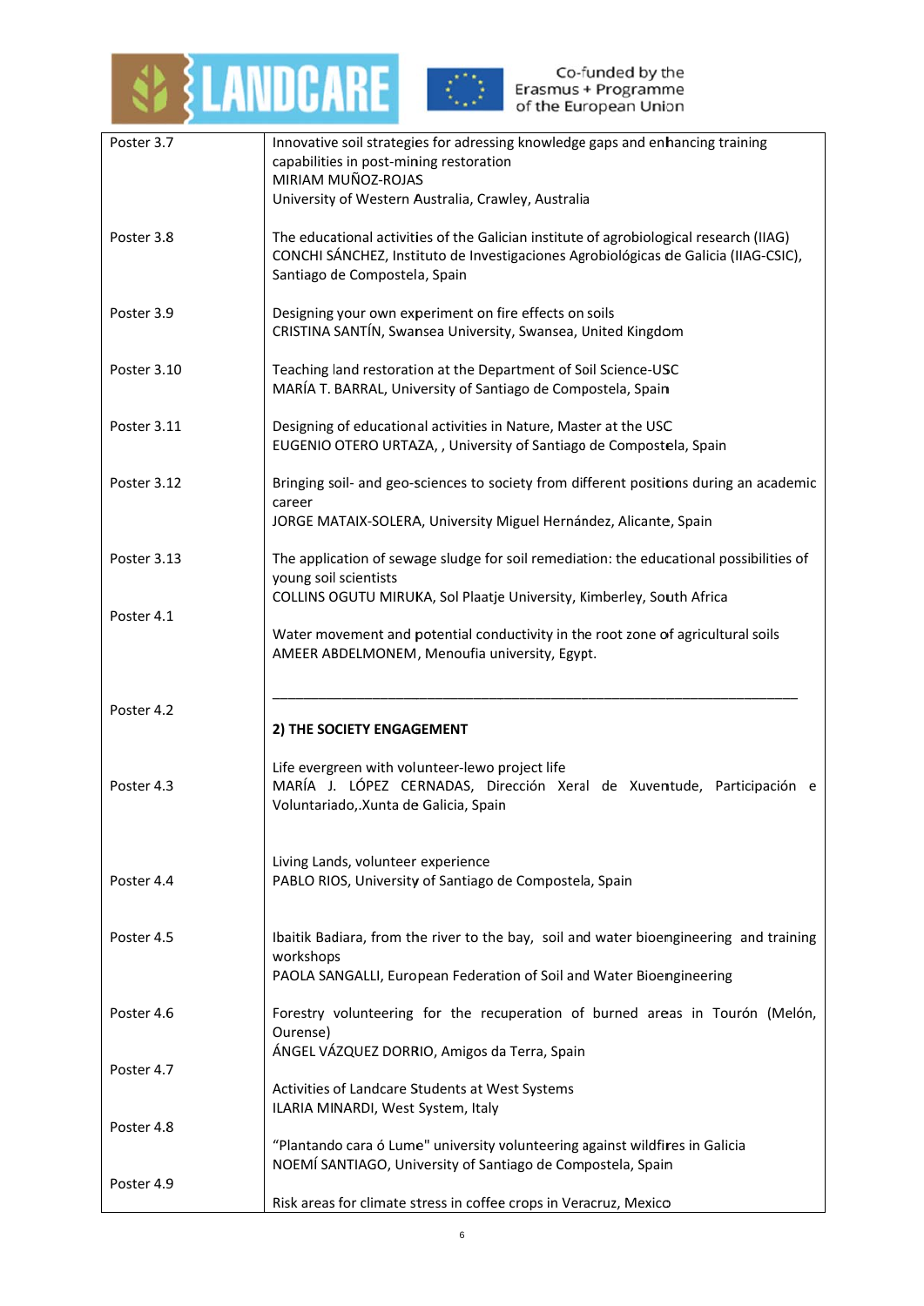| | |
|---|---|
| Poster 3.7 | Innovative soil strategies for adressing knowledge gaps and enhancing training capabilities in post-mining restoration<br>MIRIAM MUÑOZ-ROJAS<br>University of Western Australia, Crawley, Australia |
| Poster 3.8 | The educational activities of the Galician institute of agrobiological research (IIAG)<br>CONCHI SÁNCHEZ, Instituto de Investigaciones Agrobiológicas de Galicia (IIAG-CSIC), Santiago de Compostela, Spain |
| Poster 3.9 | Designing your own experiment on fire effects on soils<br>CRISTINA SANTÍN, Swansea University, Swansea, United Kingdom |
| Poster 3.10 | Teaching land restoration at the Department of Soil Science-USC<br>MARÍA T. BARRAL, University of Santiago de Compostela, Spain |
| Poster 3.11 | Designing of educational activities in Nature, Master at the USC<br>EUGENIO OTERO URTAZA, , University of Santiago de Compostela, Spain |
| Poster 3.12 | Bringing soil- and geo-sciences to society from different positions during an academic career<br>JORGE MATAIX-SOLERA, University Miguel Hernández, Alicante, Spain |
| Poster 3.13 | The application of sewage sludge for soil remediation: the educational possibilities of young soil scientists<br>COLLINS OGUTU MIRUKA, Sol Plaatje University, Kimberley, South Africa |
| Poster 4.1 | Water movement and potential conductivity in the root zone of agricultural soils<br>AMEER ABDELMONEM, Menoufia university, Egypt. |
| Poster 4.2 | ______________________________________________<br>**2) THE SOCIETY ENGAGEMENT** |
| Poster 4.3 | Life evergreen with volunteer-lewo project life<br>MARÍA J. LÓPEZ CERNADAS, Dirección Xeral de Xuventude, Participación e Voluntariado,.Xunta de Galicia, Spain |
| Poster 4.4 | Living Lands, volunteer experience<br>PABLO RIOS, University of Santiago de Compostela, Spain |
| Poster 4.5 | Ibaitik Badiara, from the river to the bay, soil and water bioengineering and training workshops<br>PAOLA SANGALLI, European Federation of Soil and Water Bioengineering |
| Poster 4.6 | Forestry volunteering for the recuperation of burned areas in Tourón (Melón, Ourense)<br>ÁNGEL VÁZQUEZ DORRIO, Amigos da Terra, Spain |
| Poster 4.7 | Activities of Landcare Students at West Systems<br>ILARIA MINARDI, West System, Italy |
| Poster 4.8 | "Plantando cara ó Lume" university volunteering against wildfires in Galicia<br>NOEMÍ SANTIAGO, University of Santiago de Compostela, Spain |
| Poster 4.9 | Risk areas for climate stress in coffee crops in Veracruz, Mexico |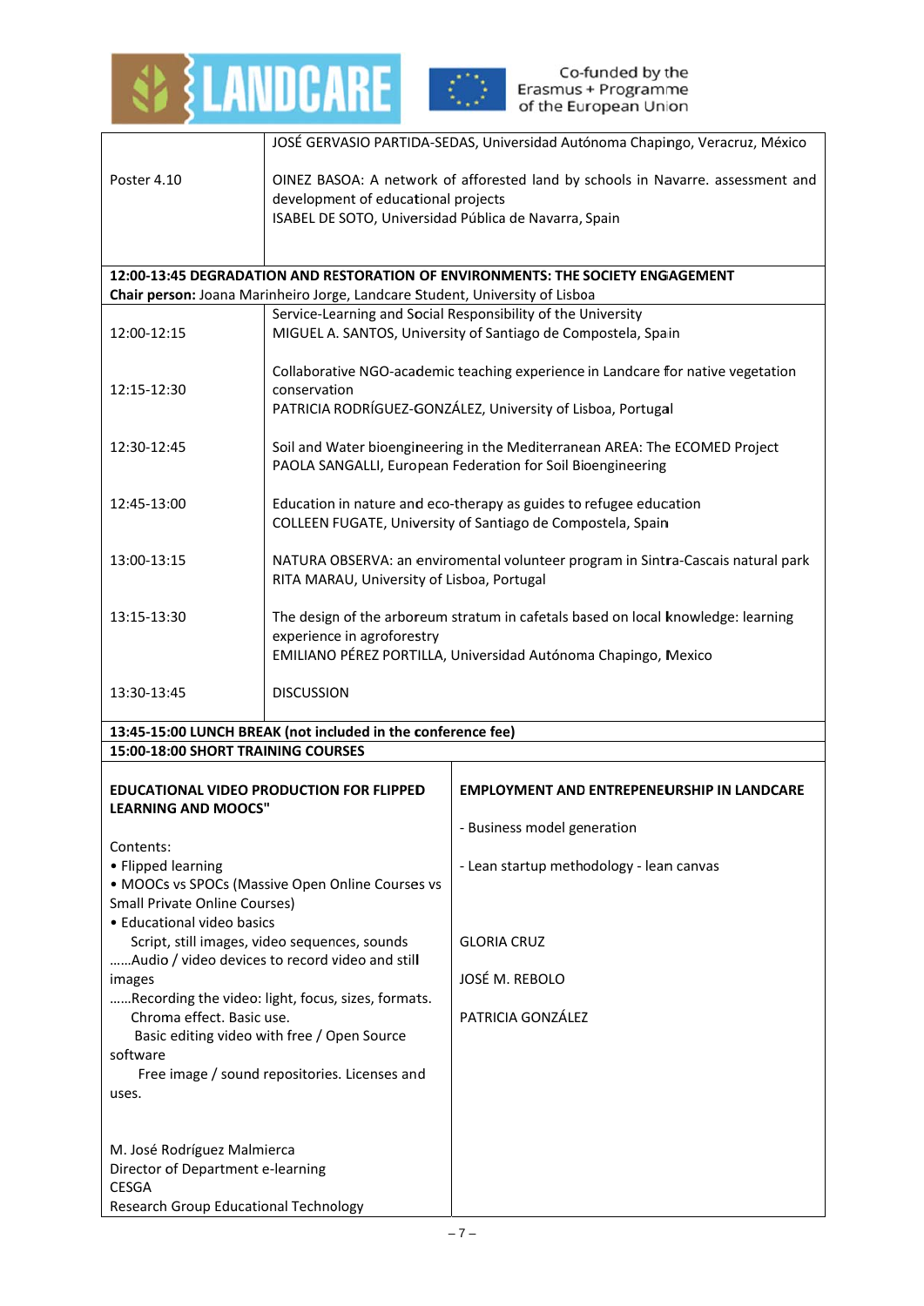| | |
|---|---|
| | JOSÉ GERVASIO PARTIDA-SEDAS, Universidad Autónoma Chapingo, Veracruz, México |
| Poster 4.10 | OINEZ BASOA: A network of afforested land by schools in Navarre. assessment and development of educational projects<br>ISABEL DE SOTO, Universidad Pública de Navarra, Spain |

**12:00-13:45 DEGRADATION AND RESTORATION OF ENVIRONMENTS: THE SOCIETY ENGAGEMENT**
**Chair person:** Joana Marinheiro Jorge, Landcare Student, University of Lisboa

| | |
|---|---|
| 12:00-12:15 | Service-Learning and Social Responsibility of the University<br>MIGUEL A. SANTOS, University of Santiago de Compostela, Spain |
| 12:15-12:30 | Collaborative NGO-academic teaching experience in Landcare for native vegetation conservation<br>PATRICIA RODRÍGUEZ-GONZÁLEZ, University of Lisboa, Portugal |
| 12:30-12:45 | Soil and Water bioengineering in the Mediterranean AREA: The ECOMED Project<br>PAOLA SANGALLI, European Federation for Soil Bioengineering |
| 12:45-13:00 | Education in nature and eco-therapy as guides to refugee education<br>COLLEEN FUGATE, University of Santiago de Compostela, Spain |
| 13:00-13:15 | NATURA OBSERVA: an enviromental volunteer program in Sintra-Cascais natural park<br>RITA MARAU, University of Lisboa, Portugal |
| 13:15-13:30 | The design of the arboreum stratum in cafetals based on local knowledge: learning experience in agroforestry<br>EMILIANO PÉREZ PORTILLA, Universidad Autónoma Chapingo, Mexico |
| 13:30-13:45 | DISCUSSION |

**13:45-15:00 LUNCH BREAK (not included in the conference fee)**

**15:00-18:00 SHORT TRAINING COURSES**

**EDUCATIONAL VIDEO PRODUCTION FOR FLIPPED LEARNING AND MOOCS"**

Contents:
- Flipped learning
- MOOCs vs SPOCs (Massive Open Online Courses vs Small Private Online Courses)
- Educational video basics
  - Script, still images, video sequences, sounds
  - ……Audio / video devices to record video and still images
  - ……Recording the video: light, focus, sizes, formats.
  - Chroma effect. Basic use.
  - Basic editing video with free / Open Source software
  - Free image / sound repositories. Licenses and uses.

M. José Rodríguez Malmierca
Director of Department e-learning
CESGA
Research Group Educational Technology

**EMPLOYMENT AND ENTREPENEURSHIP IN LANDCARE**

- Business model generation
- Lean startup methodology - lean canvas

GLORIA CRUZ

JOSÉ M. REBOLO

PATRICIA GONZÁLEZ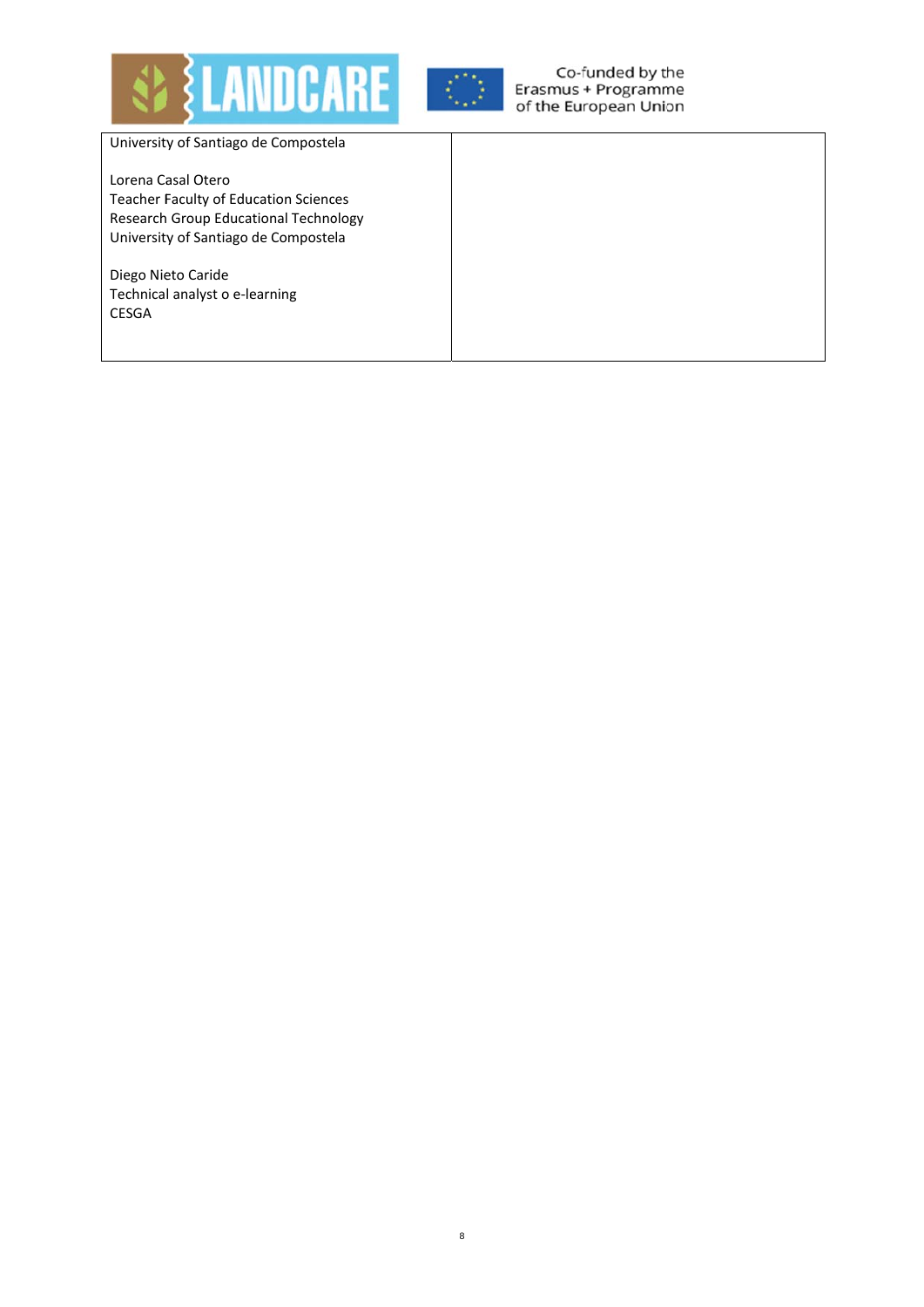| University of Santiago de Compostela<br><br>Lorena Casal Otero<br>Teacher Faculty of Education Sciences<br>Research Group Educational Technology<br>University of Santiago de Compostela<br><br>Diego Nieto Caride<br>Technical analyst o e-learning<br>CESGA | |
|---|---|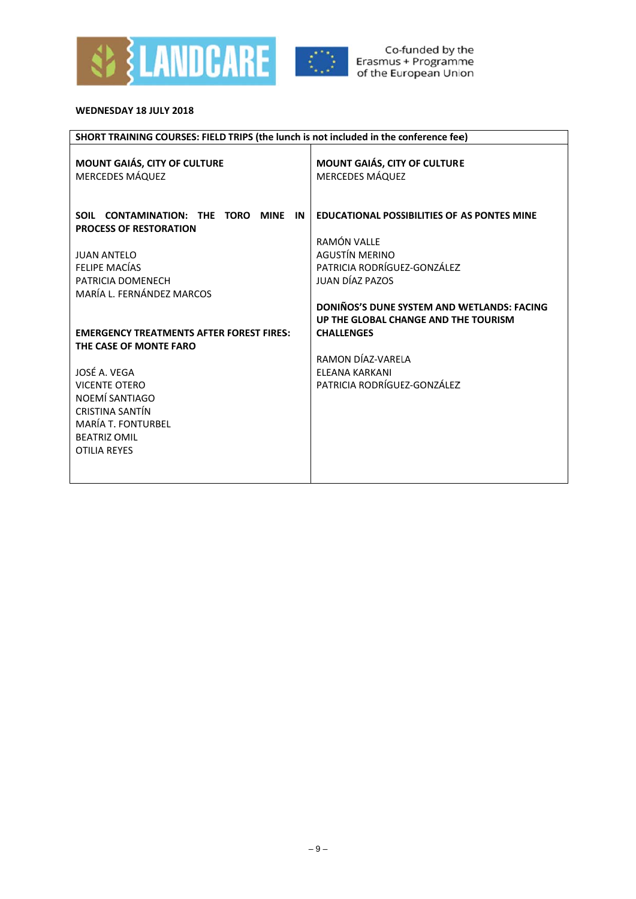**WEDNESDAY 18 JULY 2018**

| SHORT TRAINING COURSES: FIELD TRIPS (the lunch is not included in the conference fee) | |
|---|---|
| **MOUNT GAIÁS, CITY OF CULTURE**<br>MERCEDES MÁQUEZ<br><br>**SOIL CONTAMINATION: THE TORO MINE IN PROCESS OF RESTORATION**<br><br>JUAN ANTELO<br>FELIPE MACÍAS<br>PATRICIA DOMENECH<br>MARÍA L. FERNÁNDEZ MARCOS<br><br>**EMERGENCY TREATMENTS AFTER FOREST FIRES: THE CASE OF MONTE FARO**<br><br>JOSÉ A. VEGA<br>VICENTE OTERO<br>NOEMÍ SANTIAGO<br>CRISTINA SANTÍN<br>MARÍA T. FONTURBEL<br>BEATRIZ OMIL<br>OTILIA REYES | **MOUNT GAIÁS, CITY OF CULTURE**<br>MERCEDES MÁQUEZ<br><br>**EDUCATIONAL POSSIBILITIES OF AS PONTES MINE**<br><br>RAMÓN VALLE<br>AGUSTÍN MERINO<br>PATRICIA RODRÍGUEZ-GONZÁLEZ<br>JUAN DÍAZ PAZOS<br><br>**DONIÑOS'S DUNE SYSTEM AND WETLANDS: FACING UP THE GLOBAL CHANGE AND THE TOURISM CHALLENGES**<br><br>RAMON DÍAZ-VARELA<br>ELEANA KARKANI<br>PATRICIA RODRÍGUEZ-GONZÁLEZ |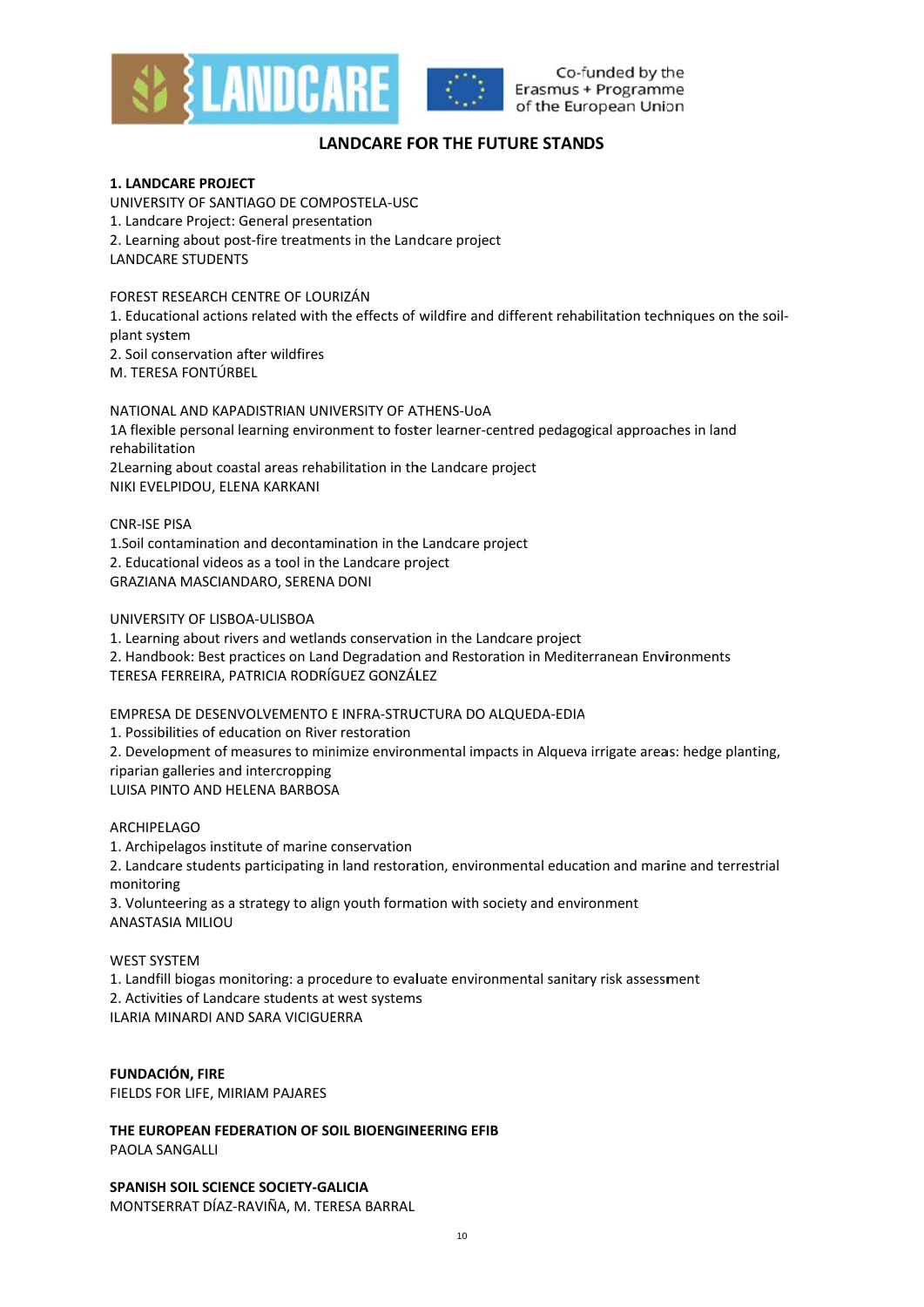# LANDCARE FOR THE FUTURE STANDS

**1. LANDCARE PROJECT**

UNIVERSITY OF SANTIAGO DE COMPOSTELA-USC
1. Landcare Project: General presentation
2. Learning about post-fire treatments in the Landcare project

LANDCARE STUDENTS

FOREST RESEARCH CENTRE OF LOURIZÁN
1. Educational actions related with the effects of wildfire and different rehabilitation techniques on the soil-plant system
2. Soil conservation after wildfires

M. TERESA FONTÚRBEL

NATIONAL AND KAPADISTRIAN UNIVERSITY OF ATHENS-UoA
1A flexible personal learning environment to foster learner-centred pedagogical approaches in land rehabilitation
2Learning about coastal areas rehabilitation in the Landcare project

NIKI EVELPIDOU, ELENA KARKANI

CNR-ISE PISA
1.Soil contamination and decontamination in the Landcare project
2. Educational videos as a tool in the Landcare project

GRAZIANA MASCIANDARO, SERENA DONI

UNIVERSITY OF LISBOA-ULISBOA
1. Learning about rivers and wetlands conservation in the Landcare project
2. Handbook: Best practices on Land Degradation and Restoration in Mediterranean Environments

TERESA FERREIRA, PATRICIA RODRÍGUEZ GONZÁLEZ

EMPRESA DE DESENVOLVEMENTO E INFRA-STRUCTURA DO ALQUEDA-EDIA
1. Possibilities of education on River restoration
2. Development of measures to minimize environmental impacts in Alqueva irrigate areas: hedge planting, riparian galleries and intercropping

LUISA PINTO AND HELENA BARBOSA

ARCHIPELAGO
1. Archipelagos institute of marine conservation
2. Landcare students participating in land restoration, environmental education and marine and terrestrial monitoring
3. Volunteering as a strategy to align youth formation with society and environment

ANASTASIA MILIOU

WEST SYSTEM
1. Landfill biogas monitoring: a procedure to evaluate environmental sanitary risk assessment
2. Activities of Landcare students at west systems

ILARIA MINARDI AND SARA VICIGUERRA

**FUNDACIÓN, FIRE**

FIELDS FOR LIFE, MIRIAM PAJARES

**THE EUROPEAN FEDERATION OF SOIL BIOENGINEERING EFIB**

PAOLA SANGALLI

**SPANISH SOIL SCIENCE SOCIETY-GALICIA**

MONTSERRAT DÍAZ-RAVIÑA, M. TERESA BARRAL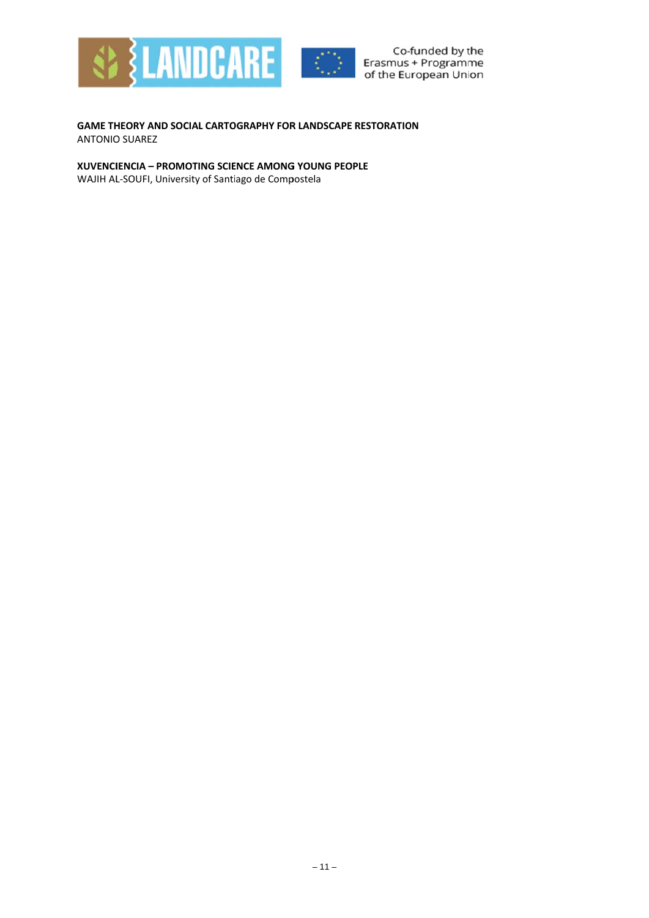**GAME THEORY AND SOCIAL CARTOGRAPHY FOR LANDSCAPE RESTORATION**
ANTONIO SUAREZ

**XUVENCIENCIA – PROMOTING SCIENCE AMONG YOUNG PEOPLE**
WAJIH AL-SOUFI, University of Santiago de Compostela